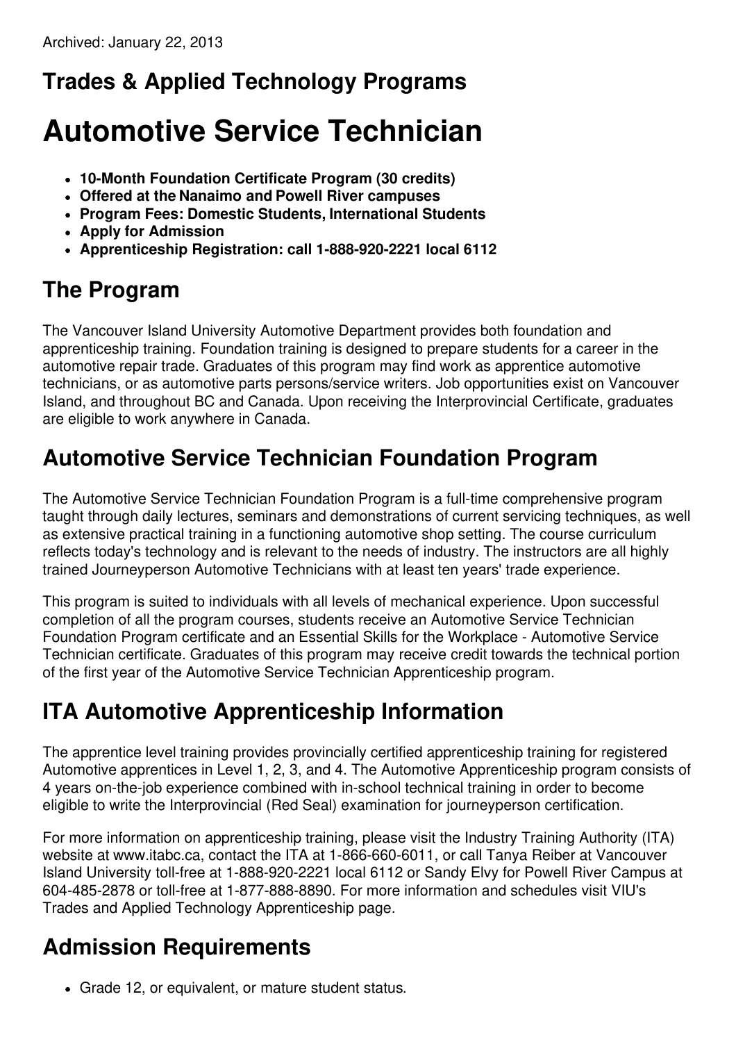Archived: January 22, 2013

## Trades & Applied Technology Programs

# Automotive Service Technician

- **10-Month Foundation Certificate Program (30 credits)**
- **Offered at the Nanaimo and Powell River campuses**
- **Program Fees: Domestic Students, International Students**
- **Apply for Admission**
- **Apprenticeship Registration: call 1-888-920-2221 local 6112**

## The Program

The Vancouver Island University Automotive Department provides both foundation and apprenticeship training. Foundation training is designed to prepare students for a career in the automotive repair trade. Graduates of this program may find work as apprentice automotive technicians, or as automotive parts persons/service writers. Job opportunities exist on Vancouver Island, and throughout BC and Canada. Upon receiving the Interprovincial Certificate, graduates are eligible to work anywhere in Canada.

## Automotive Service Technician Foundation Program

The Automotive Service Technician Foundation Program is a full-time comprehensive program taught through daily lectures, seminars and demonstrations of current servicing techniques, as well as extensive practical training in a functioning automotive shop setting. The course curriculum reflects today's technology and is relevant to the needs of industry. The instructors are all highly trained Journeyperson Automotive Technicians with at least ten years' trade experience.

This program is suited to individuals with all levels of mechanical experience. Upon successful completion of all the program courses, students receive an Automotive Service Technician Foundation Program certificate and an Essential Skills for the Workplace - Automotive Service Technician certificate. Graduates of this program may receive credit towards the technical portion of the first year of the Automotive Service Technician Apprenticeship program.

## ITA Automotive Apprenticeship Information

The apprentice level training provides provincially certified apprenticeship training for registered Automotive apprentices in Level 1, 2, 3, and 4. The Automotive Apprenticeship program consists of 4 years on-the-job experience combined with in-school technical training in order to become eligible to write the Interprovincial (Red Seal) examination for journeyperson certification.

For more information on apprenticeship training, please visit the Industry Training Authority (ITA) website at www.itabc.ca, contact the ITA at 1-866-660-6011, or call Tanya Reiber at Vancouver Island University toll-free at 1-888-920-2221 local 6112 or Sandy Elvy for Powell River Campus at 604-485-2878 or toll-free at 1-877-888-8890. For more information and schedules visit VIU's Trades and Applied Technology Apprenticeship page.

## Admission Requirements

- Grade 12, or equivalent, or mature student status.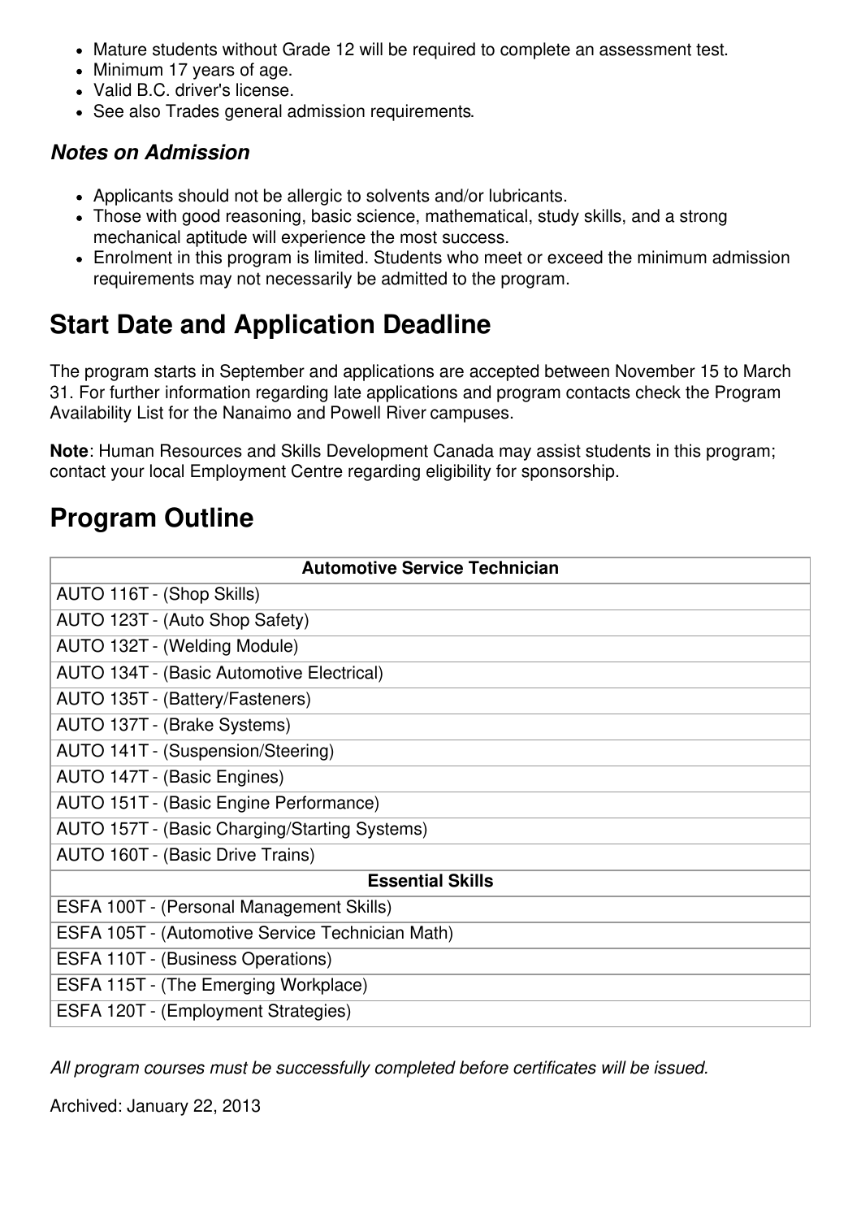- Mature students without Grade 12 will be required to complete an assessment test.
- Minimum 17 years of age.
- Valid B.C. driver's license.
- See also Trades general admission requirements.

### *Notes on Admission*

- Applicants should not be allergic to solvents and/or lubricants.
- Those with good reasoning, basic science, mathematical, study skills, and a strong mechanical aptitude will experience the most success.
- Enrolment in this program is limited. Students who meet or exceed the minimum admission requirements may not necessarily be admitted to the program.

## Start Date and Application Deadline

The program starts in September and applications are accepted between November 15 to March 31. For further information regarding late applications and program contacts check the Program Availability List for the Nanaimo and Powell River campuses.

**Note**: Human Resources and Skills Development Canada may assist students in this program; contact your local Employment Centre regarding eligibility for sponsorship.

## Program Outline

| **Automotive Service Technician** |
|---|
| AUTO 116T - (Shop Skills) |
| AUTO 123T - (Auto Shop Safety) |
| AUTO 132T - (Welding Module) |
| AUTO 134T - (Basic Automotive Electrical) |
| AUTO 135T - (Battery/Fasteners) |
| AUTO 137T - (Brake Systems) |
| AUTO 141T - (Suspension/Steering) |
| AUTO 147T - (Basic Engines) |
| AUTO 151T - (Basic Engine Performance) |
| AUTO 157T - (Basic Charging/Starting Systems) |
| AUTO 160T - (Basic Drive Trains) |
| **Essential Skills** |
| ESFA 100T - (Personal Management Skills) |
| ESFA 105T - (Automotive Service Technician Math) |
| ESFA 110T - (Business Operations) |
| ESFA 115T - (The Emerging Workplace) |
| ESFA 120T - (Employment Strategies) |

*All program courses must be successfully completed before certificates will be issued.*

Archived: January 22, 2013